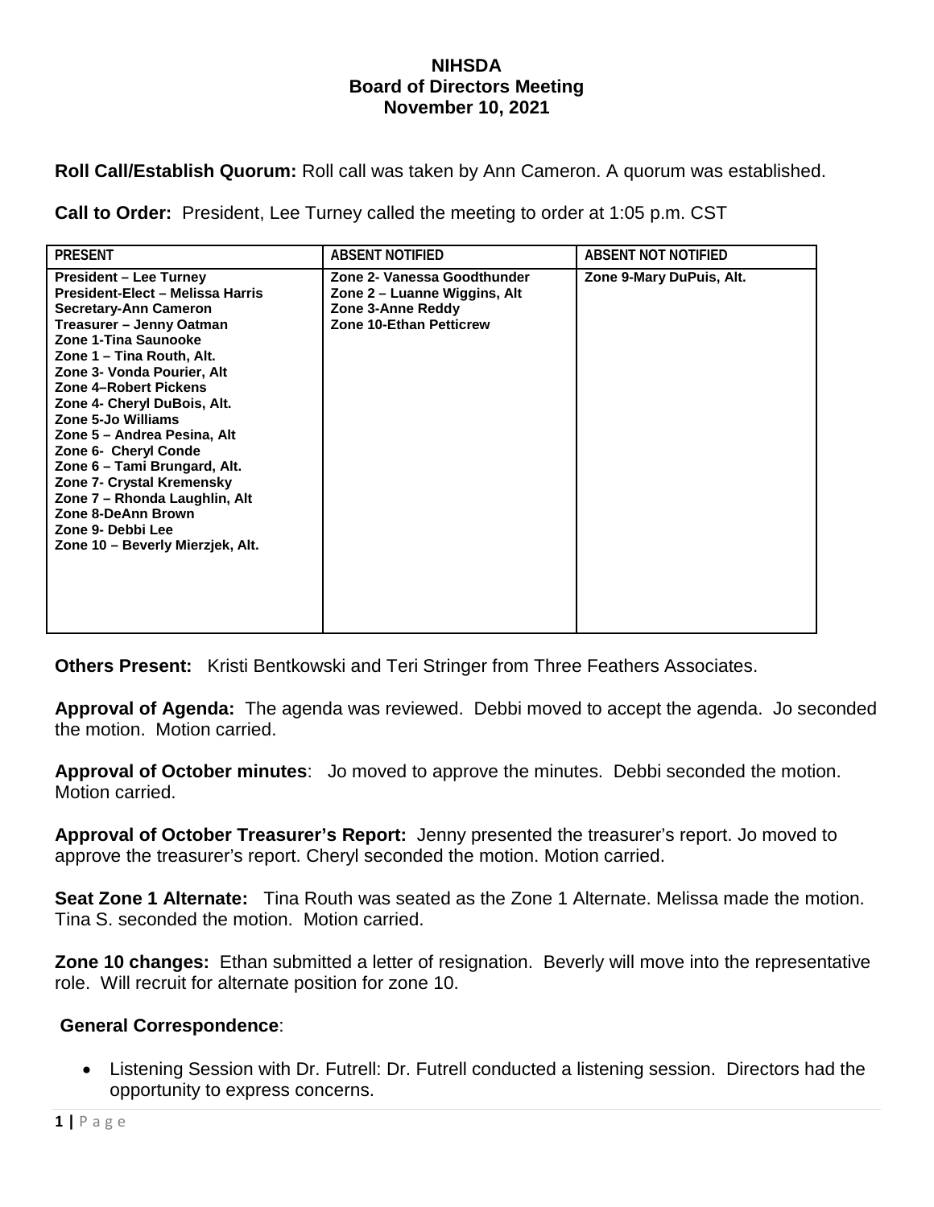# NIHSDA
## Board of Directors Meeting
### November 10, 2021

**Roll Call/Establish Quorum:** Roll call was taken by Ann Cameron. A quorum was established.

**Call to Order:** President, Lee Turney called the meeting to order at 1:05 p.m. CST

| PRESENT | ABSENT NOTIFIED | ABSENT NOT NOTIFIED |
|---|---|---|
| President – Lee Turney<br>President-Elect – Melissa Harris<br>Secretary-Ann Cameron<br>Treasurer – Jenny Oatman<br>Zone 1-Tina Saunooke<br>Zone 1 – Tina Routh, Alt.<br>Zone 3- Vonda Pourier, Alt<br>Zone 4–Robert Pickens<br>Zone 4- Cheryl DuBois, Alt.<br>Zone 5-Jo Williams<br>Zone 5 – Andrea Pesina, Alt<br>Zone 6- Cheryl Conde<br>Zone 6 – Tami Brungard, Alt.<br>Zone 7- Crystal Kremensky<br>Zone 7 – Rhonda Laughlin, Alt<br>Zone 8-DeAnn Brown<br>Zone 9- Debbi Lee<br>Zone 10 – Beverly Mierzjek, Alt. | Zone 2- Vanessa Goodthunder<br>Zone 2 – Luanne Wiggins, Alt<br>Zone 3-Anne Reddy<br>Zone 10-Ethan Petticrew | Zone 9-Mary DuPuis, Alt. |

**Others Present:** Kristi Bentkowski and Teri Stringer from Three Feathers Associates.

**Approval of Agenda:** The agenda was reviewed. Debbi moved to accept the agenda. Jo seconded the motion. Motion carried.

**Approval of October minutes**: Jo moved to approve the minutes. Debbi seconded the motion. Motion carried.

**Approval of October Treasurer's Report:** Jenny presented the treasurer's report. Jo moved to approve the treasurer's report. Cheryl seconded the motion. Motion carried.

**Seat Zone 1 Alternate:** Tina Routh was seated as the Zone 1 Alternate. Melissa made the motion. Tina S. seconded the motion. Motion carried.

**Zone 10 changes:** Ethan submitted a letter of resignation. Beverly will move into the representative role. Will recruit for alternate position for zone 10.

**General Correspondence**:

- Listening Session with Dr. Futrell: Dr. Futrell conducted a listening session. Directors had the opportunity to express concerns.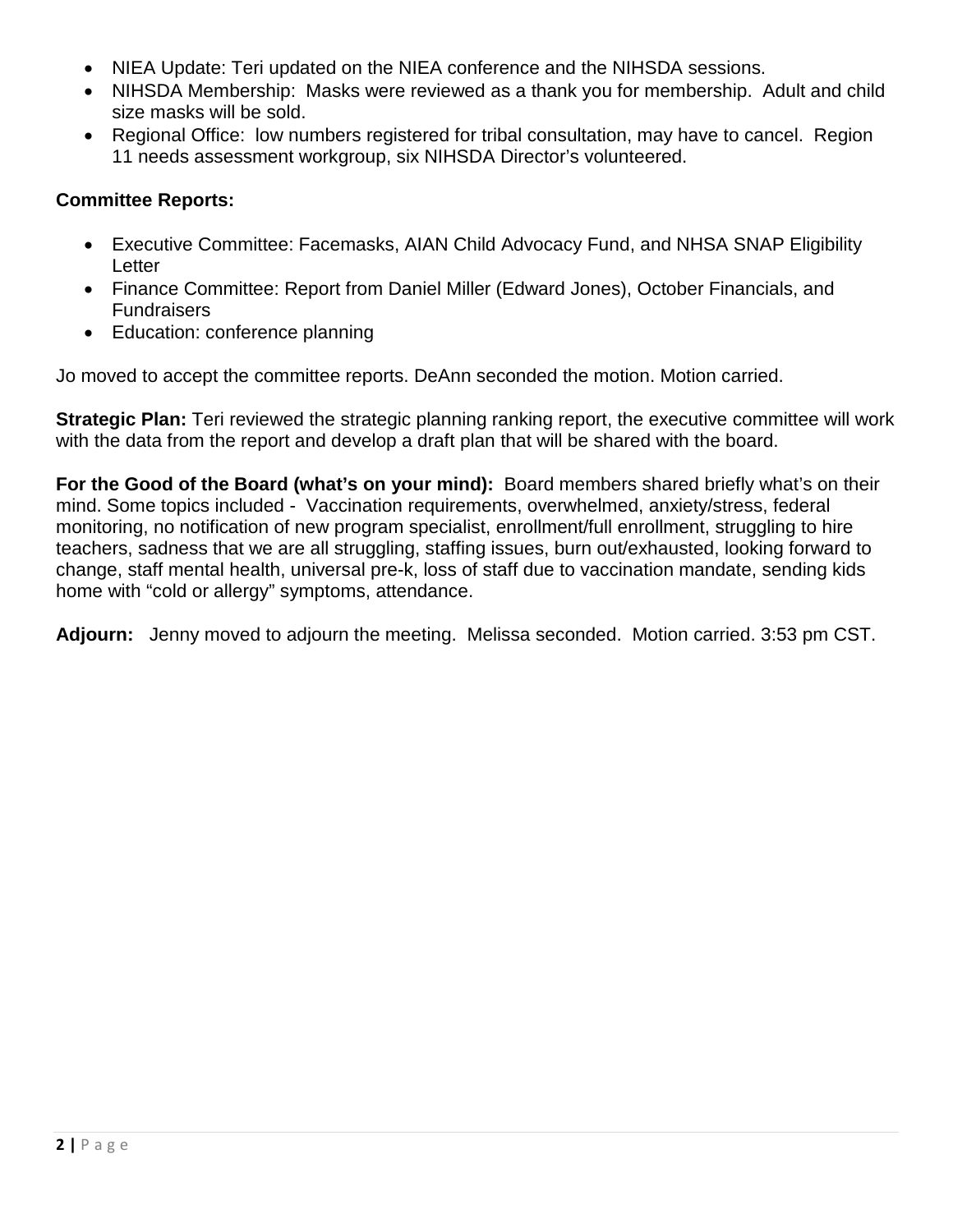- NIEA Update: Teri updated on the NIEA conference and the NIHSDA sessions.
- NIHSDA Membership: Masks were reviewed as a thank you for membership. Adult and child size masks will be sold.
- Regional Office: low numbers registered for tribal consultation, may have to cancel. Region 11 needs assessment workgroup, six NIHSDA Director's volunteered.

**Committee Reports:**

- Executive Committee: Facemasks, AIAN Child Advocacy Fund, and NHSA SNAP Eligibility Letter
- Finance Committee: Report from Daniel Miller (Edward Jones), October Financials, and Fundraisers
- Education: conference planning

Jo moved to accept the committee reports. DeAnn seconded the motion. Motion carried.

**Strategic Plan:** Teri reviewed the strategic planning ranking report, the executive committee will work with the data from the report and develop a draft plan that will be shared with the board.

**For the Good of the Board (what's on your mind):** Board members shared briefly what's on their mind. Some topics included - Vaccination requirements, overwhelmed, anxiety/stress, federal monitoring, no notification of new program specialist, enrollment/full enrollment, struggling to hire teachers, sadness that we are all struggling, staffing issues, burn out/exhausted, looking forward to change, staff mental health, universal pre-k, loss of staff due to vaccination mandate, sending kids home with "cold or allergy" symptoms, attendance.

**Adjourn:** Jenny moved to adjourn the meeting. Melissa seconded. Motion carried. 3:53 pm CST.